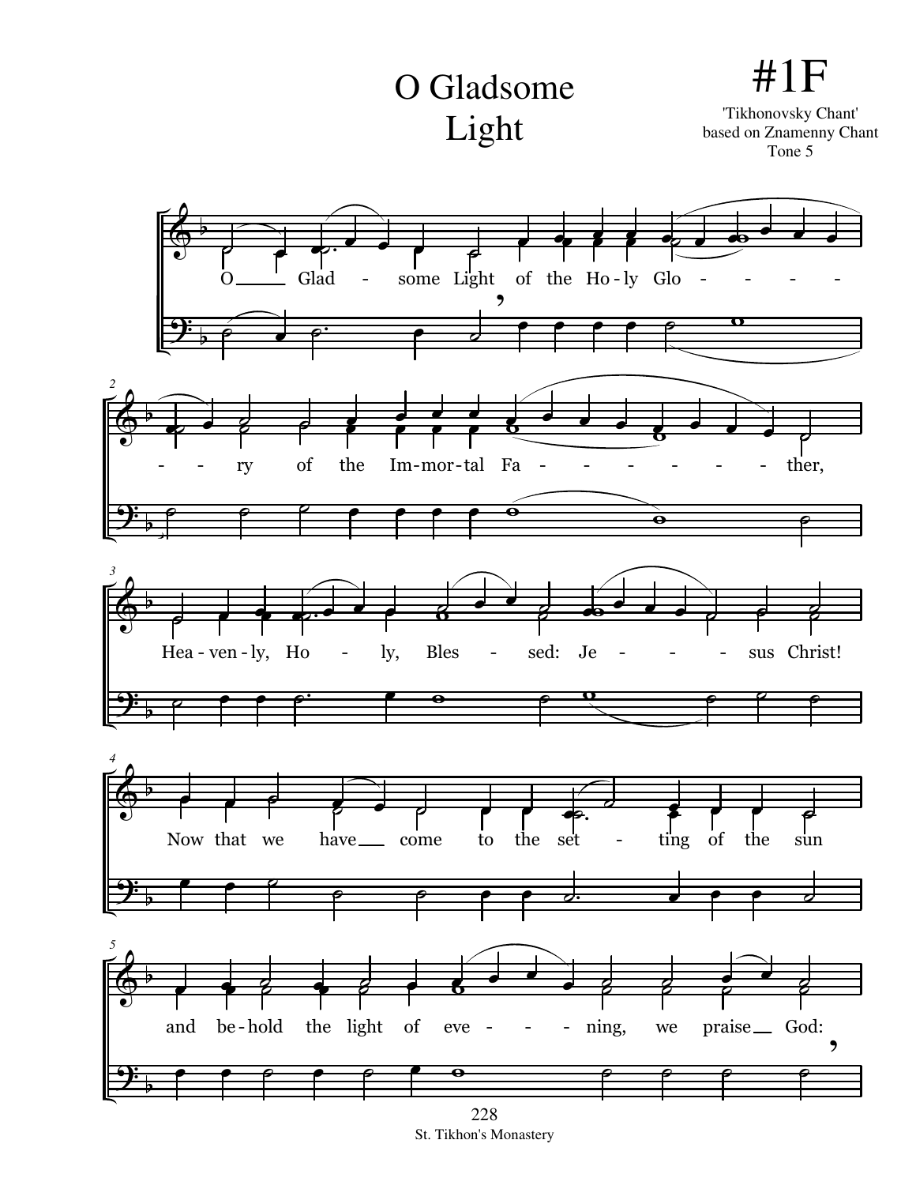# O Gladsome Light

# #1F

'Tikhonovsky Chant'
based on Znamenny Chant
Tone 5

O Gladsome Light of the Holy Glory of the Immortal Father,

Heavenly, Holy, Blessed: Jesus Christ!

Now that we have come to the setting of the sun

and behold the light of evening, we praise God:

St. Tikhon's Monastery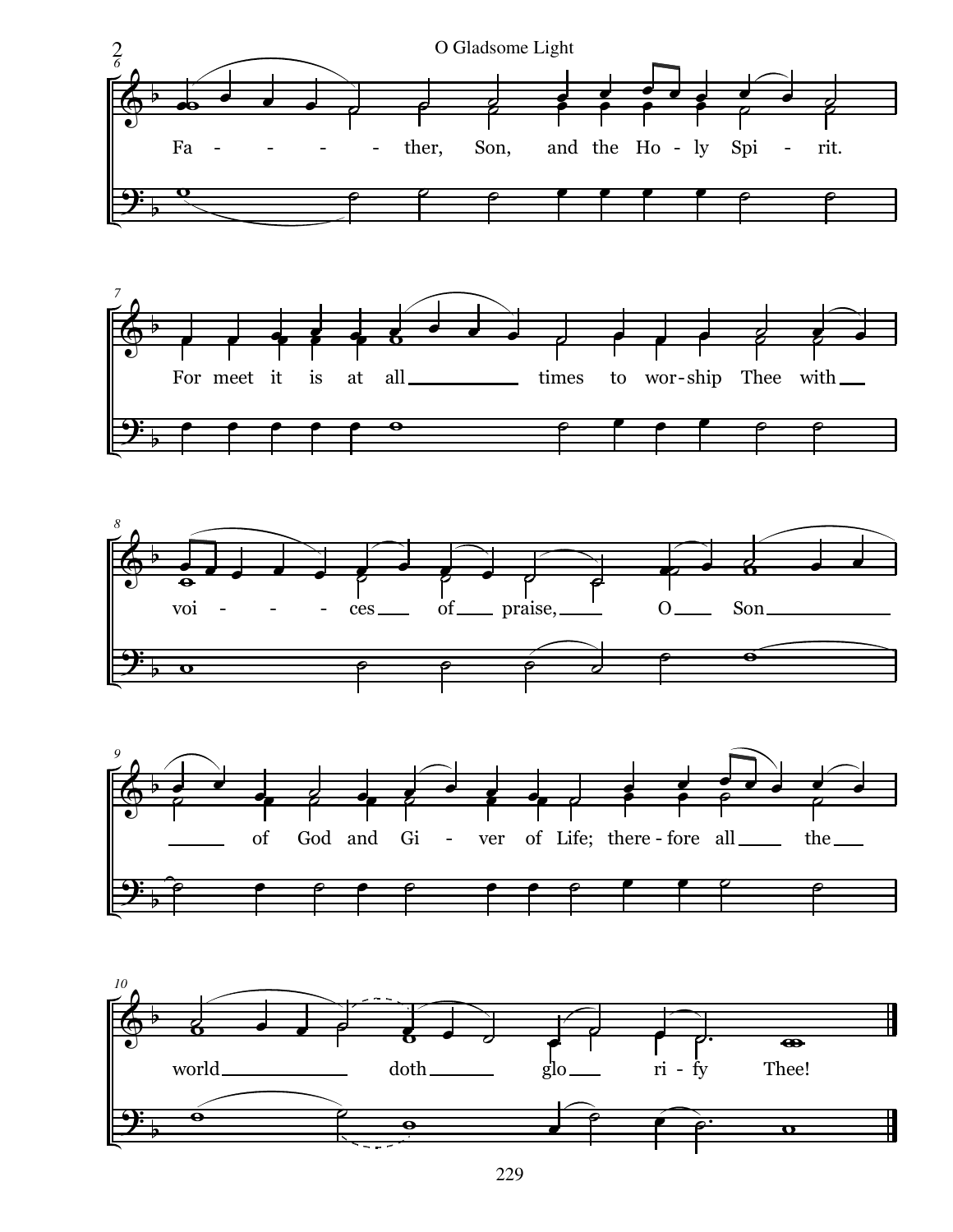Fa - - - - ther, Son, and the Ho - ly Spi - rit.

For meet it is at all times to wor-ship Thee with

voi - - - ces of praise, O Son

of God and Gi - ver of Life; there-fore all the

world doth glo ri - fy Thee!